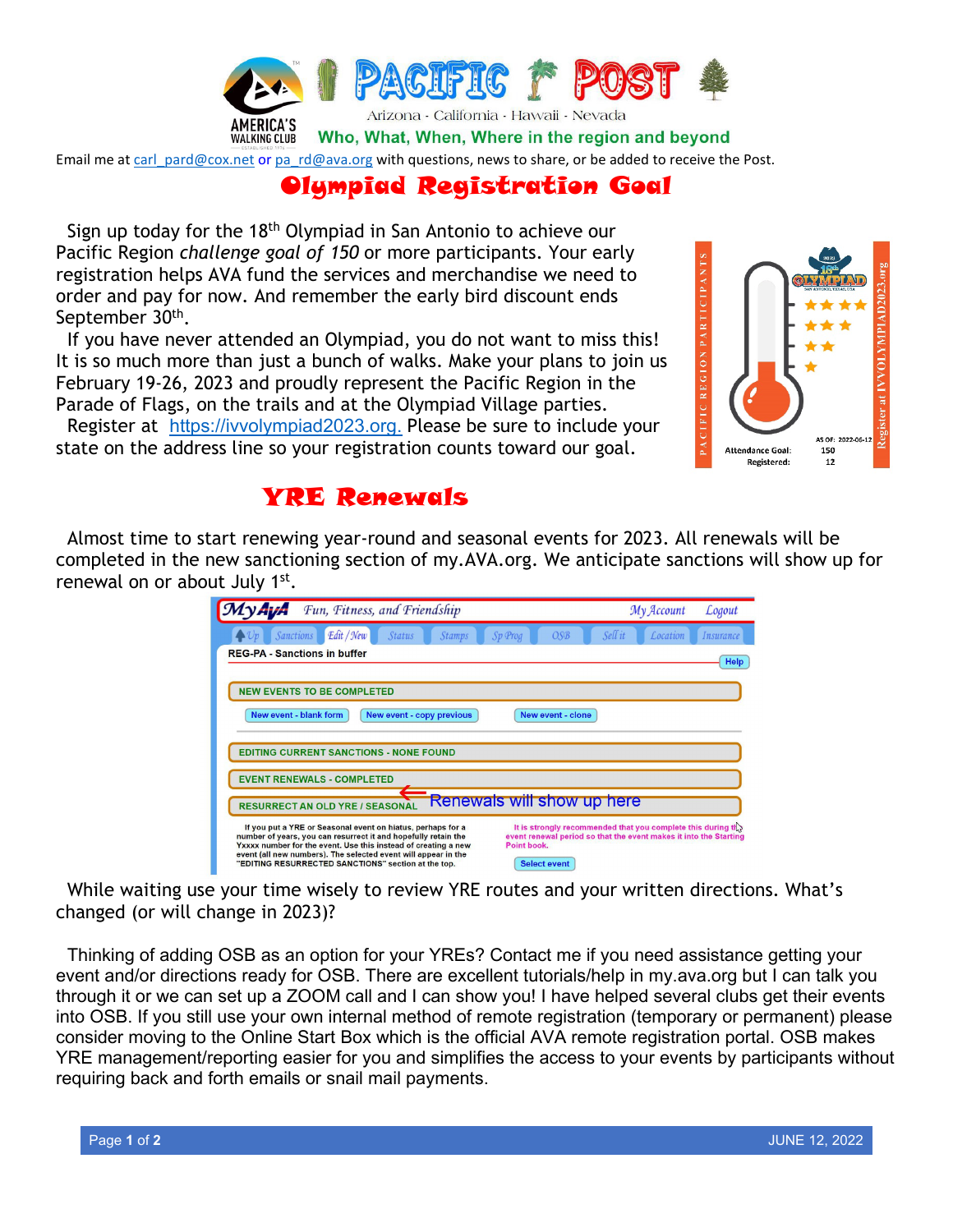# PACIFIC POST

Arizona - California - Hawaii - Nevada

**Who, What, When, Where in the region and beyond**

Email me at carl_pard@cox.net or pa_rd@ava.org with questions, news to share, or be added to receive the Post.

## Olympiad Registration Goal

Sign up today for the 18th Olympiad in San Antonio to achieve our Pacific Region *challenge goal of 150* or more participants. Your early registration helps AVA fund the services and merchandise we need to order and pay for now. And remember the early bird discount ends September 30th.

If you have never attended an Olympiad, you do not want to miss this! It is so much more than just a bunch of walks. Make your plans to join us February 19-26, 2023 and proudly represent the Pacific Region in the Parade of Flags, on the trails and at the Olympiad Village parties.

Register at https://ivvolympiad2023.org. Please be sure to include your state on the address line so your registration counts toward our goal.

PACIFIC REGION PARTICIPANTS — Register at IVVOLYMPIAD2023.org

AS OF: 2022-06-12

Attendance Goal: 150
Registered: 12

## YRE Renewals

Almost time to start renewing year-round and seasonal events for 2023. All renewals will be completed in the new sanctioning section of my.AVA.org. We anticipate sanctions will show up for renewal on or about July 1st.

While waiting use your time wisely to review YRE routes and your written directions. What's changed (or will change in 2023)?

Thinking of adding OSB as an option for your YREs? Contact me if you need assistance getting your event and/or directions ready for OSB. There are excellent tutorials/help in my.ava.org but I can talk you through it or we can set up a ZOOM call and I can show you! I have helped several clubs get their events into OSB. If you still use your own internal method of remote registration (temporary or permanent) please consider moving to the Online Start Box which is the official AVA remote registration portal. OSB makes YRE management/reporting easier for you and simplifies the access to your events by participants without requiring back and forth emails or snail mail payments.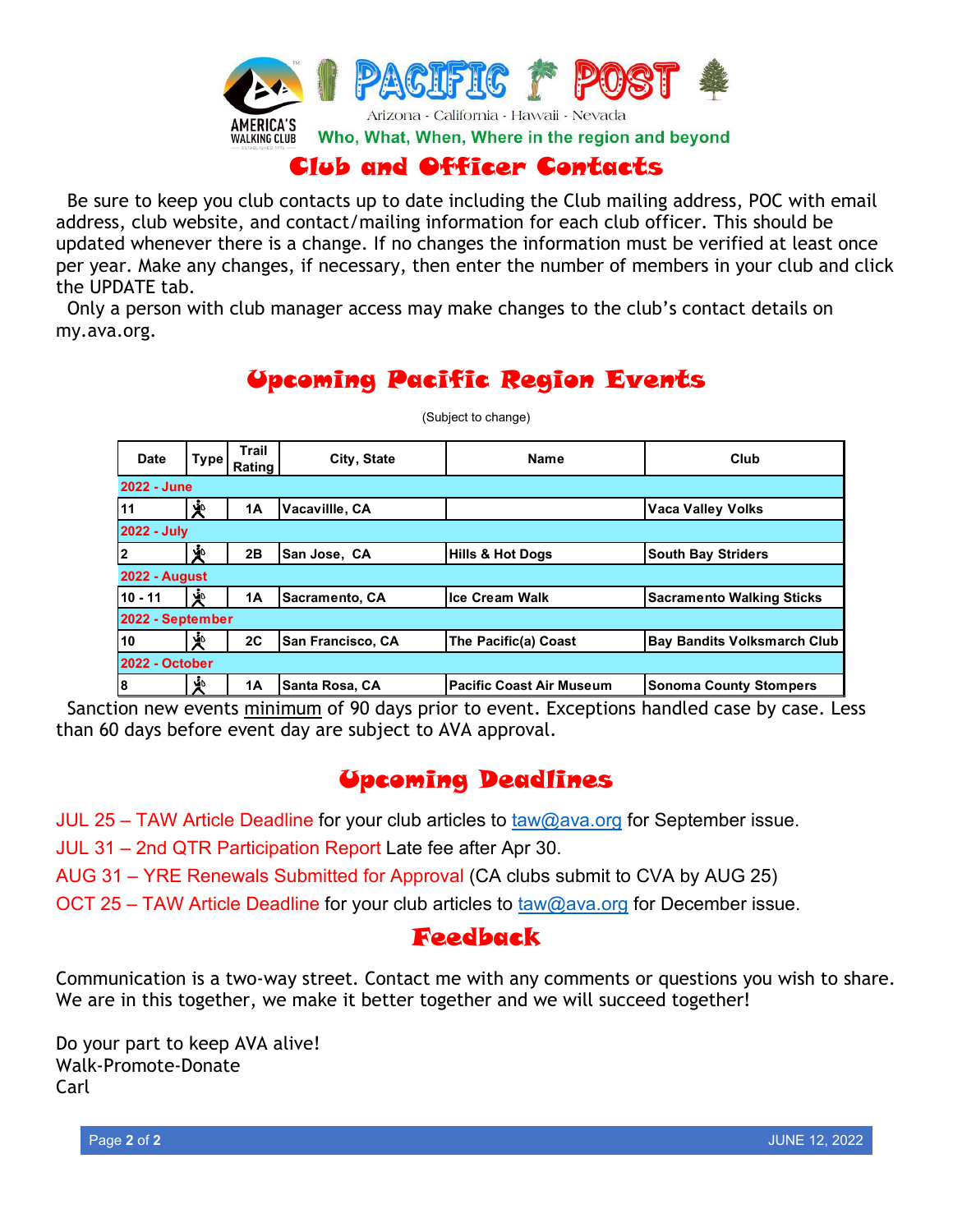PACIFIC POST

Arizona - California - Hawaii - Nevada

Who, What, When, Where in the region and beyond

## Club and Officer Contacts

Be sure to keep you club contacts up to date including the Club mailing address, POC with email address, club website, and contact/mailing information for each club officer. This should be updated whenever there is a change. If no changes the information must be verified at least once per year. Make any changes, if necessary, then enter the number of members in your club and click the UPDATE tab.

Only a person with club manager access may make changes to the club's contact details on my.ava.org.

## Upcoming Pacific Region Events

(Subject to change)

| Date | Type | Trail Rating | City, State | Name | Club |
|---|---|---|---|---|---|
| **2022 - June** | | | | | |
| 11 | | 1A | Vacavillle, CA | | Vaca Valley Volks |
| **2022 - July** | | | | | |
| 2 | | 2B | San Jose, CA | Hills & Hot Dogs | South Bay Striders |
| **2022 - August** | | | | | |
| 10 - 11 | | 1A | Sacramento, CA | Ice Cream Walk | Sacramento Walking Sticks |
| **2022 - September** | | | | | |
| 10 | | 2C | San Francisco, CA | The Pacific(a) Coast | Bay Bandits Volksmarch Club |
| **2022 - October** | | | | | |
| 8 | | 1A | Santa Rosa, CA | Pacific Coast Air Museum | Sonoma County Stompers |

Sanction new events minimum of 90 days prior to event. Exceptions handled case by case. Less than 60 days before event day are subject to AVA approval.

## Upcoming Deadlines

JUL 25 – TAW Article Deadline for your club articles to taw@ava.org for September issue.

JUL 31 – 2nd QTR Participation Report Late fee after Apr 30.

AUG 31 – YRE Renewals Submitted for Approval (CA clubs submit to CVA by AUG 25)

OCT 25 – TAW Article Deadline for your club articles to taw@ava.org for December issue.

## Feedback

Communication is a two-way street. Contact me with any comments or questions you wish to share. We are in this together, we make it better together and we will succeed together!

Do your part to keep AVA alive!
Walk-Promote-Donate
Carl

JUNE 12, 2022